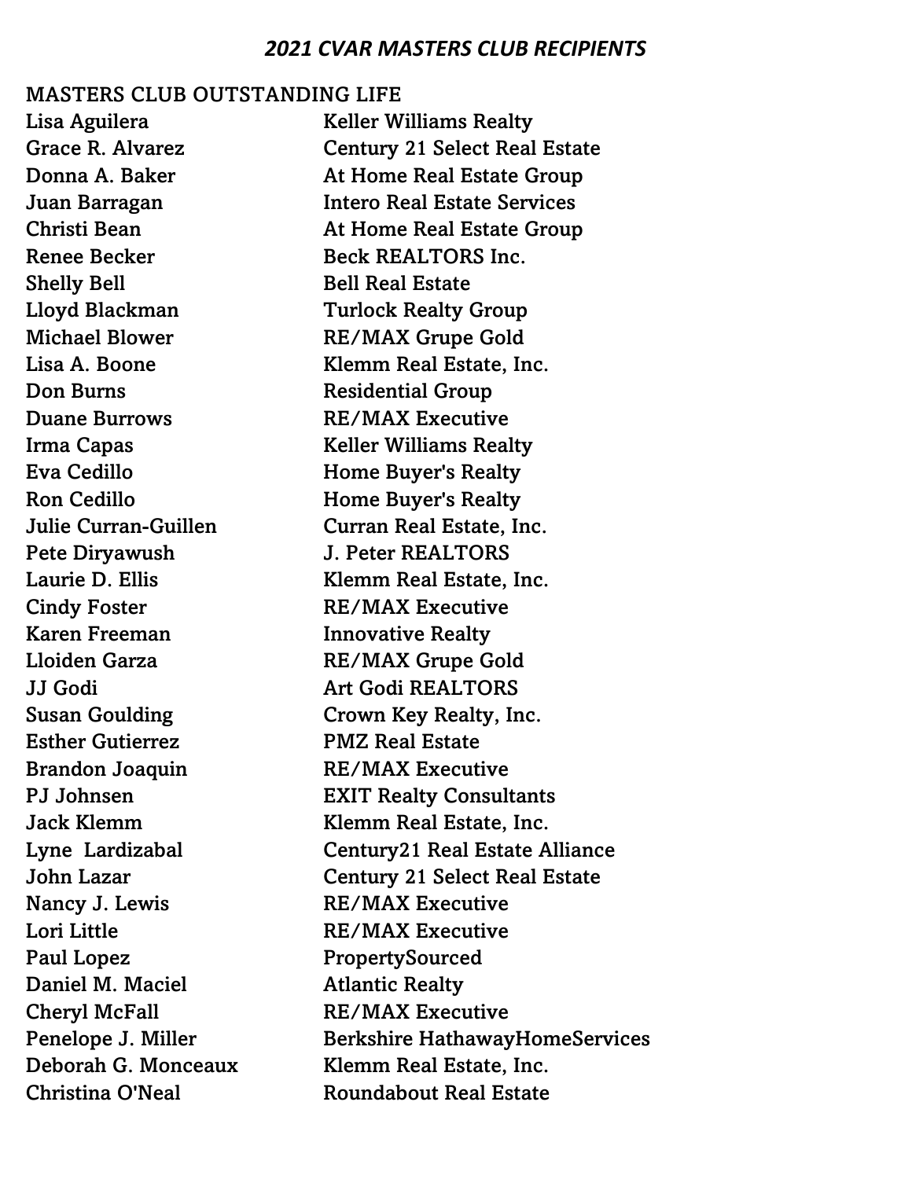# *2021 CVAR MASTERS CLUB RECIPIENTS*

MASTERS CLUB OUTSTANDING LIFE

| | |
|---|---|
| Lisa Aguilera | Keller Williams Realty |
| Grace R. Alvarez | Century 21 Select Real Estate |
| Donna A. Baker | At Home Real Estate Group |
| Juan Barragan | Intero Real Estate Services |
| Christi Bean | At Home Real Estate Group |
| Renee Becker | Beck REALTORS Inc. |
| Shelly Bell | Bell Real Estate |
| Lloyd Blackman | Turlock Realty Group |
| Michael Blower | RE/MAX Grupe Gold |
| Lisa A. Boone | Klemm Real Estate, Inc. |
| Don Burns | Residential Group |
| Duane Burrows | RE/MAX Executive |
| Irma Capas | Keller Williams Realty |
| Eva Cedillo | Home Buyer's Realty |
| Ron Cedillo | Home Buyer's Realty |
| Julie Curran-Guillen | Curran Real Estate, Inc. |
| Pete Diryawush | J. Peter REALTORS |
| Laurie D. Ellis | Klemm Real Estate, Inc. |
| Cindy Foster | RE/MAX Executive |
| Karen Freeman | Innovative Realty |
| Lloiden Garza | RE/MAX Grupe Gold |
| JJ Godi | Art Godi REALTORS |
| Susan Goulding | Crown Key Realty, Inc. |
| Esther Gutierrez | PMZ Real Estate |
| Brandon Joaquin | RE/MAX Executive |
| PJ Johnsen | EXIT Realty Consultants |
| Jack Klemm | Klemm Real Estate, Inc. |
| Lyne Lardizabal | Century21 Real Estate Alliance |
| John Lazar | Century 21 Select Real Estate |
| Nancy J. Lewis | RE/MAX Executive |
| Lori Little | RE/MAX Executive |
| Paul Lopez | PropertySourced |
| Daniel M. Maciel | Atlantic Realty |
| Cheryl McFall | RE/MAX Executive |
| Penelope J. Miller | Berkshire HathawayHomeServices |
| Deborah G. Monceaux | Klemm Real Estate, Inc. |
| Christina O'Neal | Roundabout Real Estate |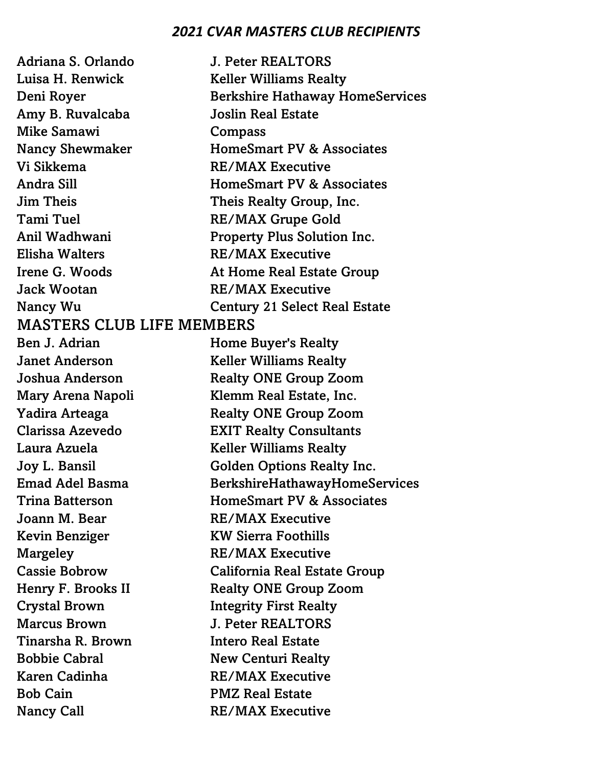## *2021 CVAR MASTERS CLUB RECIPIENTS*

| | |
|---|---|
| Adriana S. Orlando | J. Peter REALTORS |
| Luisa H. Renwick | Keller Williams Realty |
| Deni Royer | Berkshire Hathaway HomeServices |
| Amy B. Ruvalcaba | Joslin Real Estate |
| Mike Samawi | Compass |
| Nancy Shewmaker | HomeSmart PV & Associates |
| Vi Sikkema | RE/MAX Executive |
| Andra Sill | HomeSmart PV & Associates |
| Jim Theis | Theis Realty Group, Inc. |
| Tami Tuel | RE/MAX Grupe Gold |
| Anil Wadhwani | Property Plus Solution Inc. |
| Elisha Walters | RE/MAX Executive |
| Irene G. Woods | At Home Real Estate Group |
| Jack Wootan | RE/MAX Executive |
| Nancy Wu | Century 21 Select Real Estate |

## MASTERS CLUB LIFE MEMBERS

| | |
|---|---|
| Ben J. Adrian | Home Buyer's Realty |
| Janet Anderson | Keller Williams Realty |
| Joshua Anderson | Realty ONE Group Zoom |
| Mary Arena Napoli | Klemm Real Estate, Inc. |
| Yadira Arteaga | Realty ONE Group Zoom |
| Clarissa Azevedo | EXIT Realty Consultants |
| Laura Azuela | Keller Williams Realty |
| Joy L. Bansil | Golden Options Realty Inc. |
| Emad Adel Basma | BerkshireHathawayHomeServices |
| Trina Batterson | HomeSmart PV & Associates |
| Joann M. Bear | RE/MAX Executive |
| Kevin Benziger | KW Sierra Foothills |
| Margeley | RE/MAX Executive |
| Cassie Bobrow | California Real Estate Group |
| Henry F. Brooks II | Realty ONE Group Zoom |
| Crystal Brown | Integrity First Realty |
| Marcus Brown | J. Peter REALTORS |
| Tinarsha R. Brown | Intero Real Estate |
| Bobbie Cabral | New Centuri Realty |
| Karen Cadinha | RE/MAX Executive |
| Bob Cain | PMZ Real Estate |
| Nancy Call | RE/MAX Executive |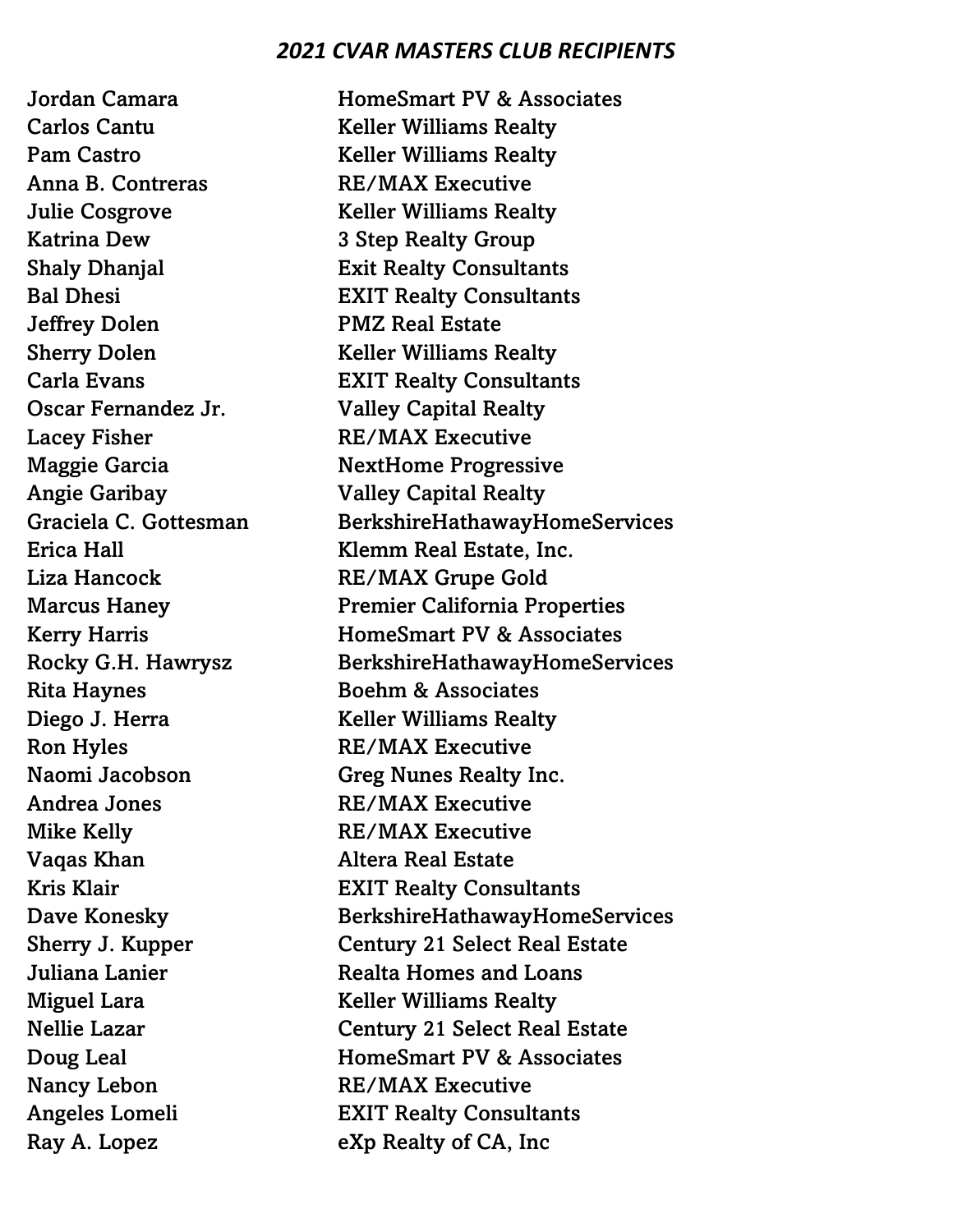# *2021 CVAR MASTERS CLUB RECIPIENTS*

| | |
|---|---|
| Jordan Camara | HomeSmart PV & Associates |
| Carlos Cantu | Keller Williams Realty |
| Pam Castro | Keller Williams Realty |
| Anna B. Contreras | RE/MAX Executive |
| Julie Cosgrove | Keller Williams Realty |
| Katrina Dew | 3 Step Realty Group |
| Shaly Dhanjal | Exit Realty Consultants |
| Bal Dhesi | EXIT Realty Consultants |
| Jeffrey Dolen | PMZ Real Estate |
| Sherry Dolen | Keller Williams Realty |
| Carla Evans | EXIT Realty Consultants |
| Oscar Fernandez Jr. | Valley Capital Realty |
| Lacey Fisher | RE/MAX Executive |
| Maggie Garcia | NextHome Progressive |
| Angie Garibay | Valley Capital Realty |
| Graciela C. Gottesman | BerkshireHathawayHomeServices |
| Erica Hall | Klemm Real Estate, Inc. |
| Liza Hancock | RE/MAX Grupe Gold |
| Marcus Haney | Premier California Properties |
| Kerry Harris | HomeSmart PV & Associates |
| Rocky G.H. Hawrysz | BerkshireHathawayHomeServices |
| Rita Haynes | Boehm & Associates |
| Diego J. Herra | Keller Williams Realty |
| Ron Hyles | RE/MAX Executive |
| Naomi Jacobson | Greg Nunes Realty Inc. |
| Andrea Jones | RE/MAX Executive |
| Mike Kelly | RE/MAX Executive |
| Vaqas Khan | Altera Real Estate |
| Kris Klair | EXIT Realty Consultants |
| Dave Konesky | BerkshireHathawayHomeServices |
| Sherry J. Kupper | Century 21 Select Real Estate |
| Juliana Lanier | Realta Homes and Loans |
| Miguel Lara | Keller Williams Realty |
| Nellie Lazar | Century 21 Select Real Estate |
| Doug Leal | HomeSmart PV & Associates |
| Nancy Lebon | RE/MAX Executive |
| Angeles Lomeli | EXIT Realty Consultants |
| Ray A. Lopez | eXp Realty of CA, Inc |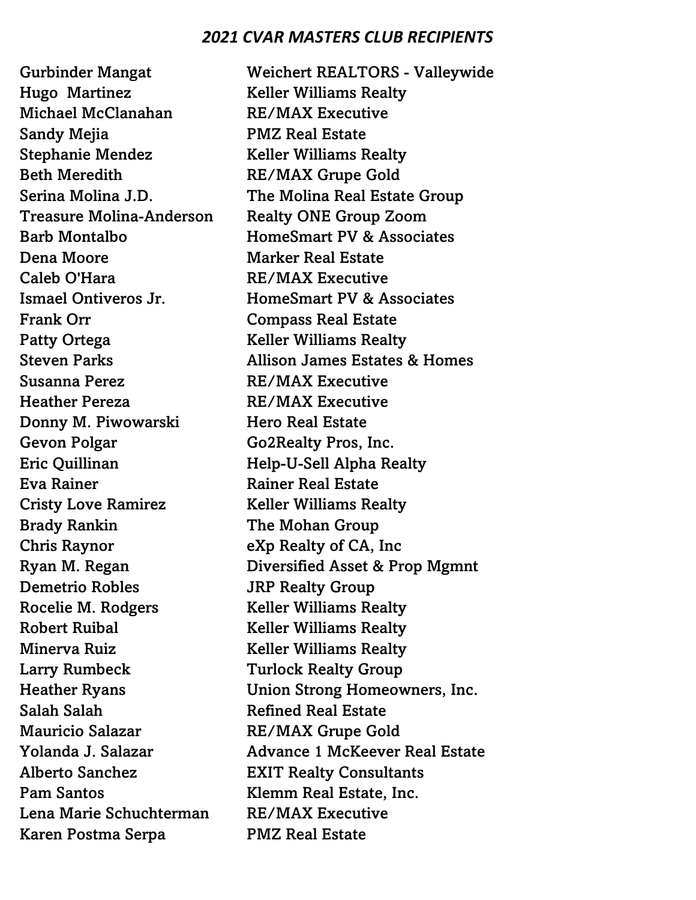***2021 CVAR MASTERS CLUB RECIPIENTS***

| | |
|---|---|
| Gurbinder Mangat | Weichert REALTORS - Valleywide |
| Hugo Martinez | Keller Williams Realty |
| Michael McClanahan | RE/MAX Executive |
| Sandy Mejia | PMZ Real Estate |
| Stephanie Mendez | Keller Williams Realty |
| Beth Meredith | RE/MAX Grupe Gold |
| Serina Molina J.D. | The Molina Real Estate Group |
| Treasure Molina-Anderson | Realty ONE Group Zoom |
| Barb Montalbo | HomeSmart PV & Associates |
| Dena Moore | Marker Real Estate |
| Caleb O'Hara | RE/MAX Executive |
| Ismael Ontiveros Jr. | HomeSmart PV & Associates |
| Frank Orr | Compass Real Estate |
| Patty Ortega | Keller Williams Realty |
| Steven Parks | Allison James Estates & Homes |
| Susanna Perez | RE/MAX Executive |
| Heather Pereza | RE/MAX Executive |
| Donny M. Piwowarski | Hero Real Estate |
| Gevon Polgar | Go2Realty Pros, Inc. |
| Eric Quillinan | Help-U-Sell Alpha Realty |
| Eva Rainer | Rainer Real Estate |
| Cristy Love Ramirez | Keller Williams Realty |
| Brady Rankin | The Mohan Group |
| Chris Raynor | eXp Realty of CA, Inc |
| Ryan M. Regan | Diversified Asset & Prop Mgmnt |
| Demetrio Robles | JRP Realty Group |
| Rocelie M. Rodgers | Keller Williams Realty |
| Robert Ruibal | Keller Williams Realty |
| Minerva Ruiz | Keller Williams Realty |
| Larry Rumbeck | Turlock Realty Group |
| Heather Ryans | Union Strong Homeowners, Inc. |
| Salah Salah | Refined Real Estate |
| Mauricio Salazar | RE/MAX Grupe Gold |
| Yolanda J. Salazar | Advance 1 McKeever Real Estate |
| Alberto Sanchez | EXIT Realty Consultants |
| Pam Santos | Klemm Real Estate, Inc. |
| Lena Marie Schuchterman | RE/MAX Executive |
| Karen Postma Serpa | PMZ Real Estate |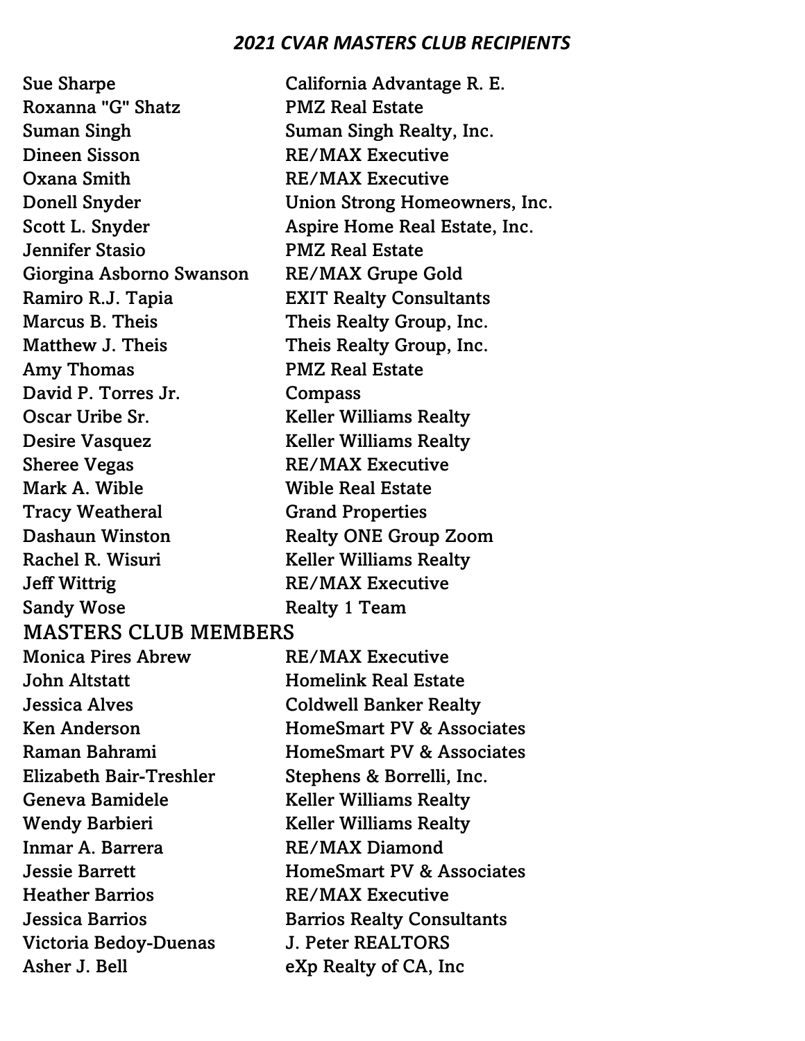# *2021 CVAR MASTERS CLUB RECIPIENTS*

| | |
|---|---|
| Sue Sharpe | California Advantage R. E. |
| Roxanna "G" Shatz | PMZ Real Estate |
| Suman Singh | Suman Singh Realty, Inc. |
| Dineen Sisson | RE/MAX Executive |
| Oxana Smith | RE/MAX Executive |
| Donell Snyder | Union Strong Homeowners, Inc. |
| Scott L. Snyder | Aspire Home Real Estate, Inc. |
| Jennifer Stasio | PMZ Real Estate |
| Giorgina Asborno Swanson | RE/MAX Grupe Gold |
| Ramiro R.J. Tapia | EXIT Realty Consultants |
| Marcus B. Theis | Theis Realty Group, Inc. |
| Matthew J. Theis | Theis Realty Group, Inc. |
| Amy Thomas | PMZ Real Estate |
| David P. Torres Jr. | Compass |
| Oscar Uribe Sr. | Keller Williams Realty |
| Desire Vasquez | Keller Williams Realty |
| Sheree Vegas | RE/MAX Executive |
| Mark A. Wible | Wible Real Estate |
| Tracy Weatheral | Grand Properties |
| Dashaun Winston | Realty ONE Group Zoom |
| Rachel R. Wisuri | Keller Williams Realty |
| Jeff Wittrig | RE/MAX Executive |
| Sandy Wose | Realty 1 Team |

## MASTERS CLUB MEMBERS

| | |
|---|---|
| Monica Pires Abrew | RE/MAX Executive |
| John Altstatt | Homelink Real Estate |
| Jessica Alves | Coldwell Banker Realty |
| Ken Anderson | HomeSmart PV & Associates |
| Raman Bahrami | HomeSmart PV & Associates |
| Elizabeth Bair-Treshler | Stephens & Borrelli, Inc. |
| Geneva Bamidele | Keller Williams Realty |
| Wendy Barbieri | Keller Williams Realty |
| Inmar A. Barrera | RE/MAX Diamond |
| Jessie Barrett | HomeSmart PV & Associates |
| Heather Barrios | RE/MAX Executive |
| Jessica Barrios | Barrios Realty Consultants |
| Victoria Bedoy-Duenas | J. Peter REALTORS |
| Asher J. Bell | eXp Realty of CA, Inc |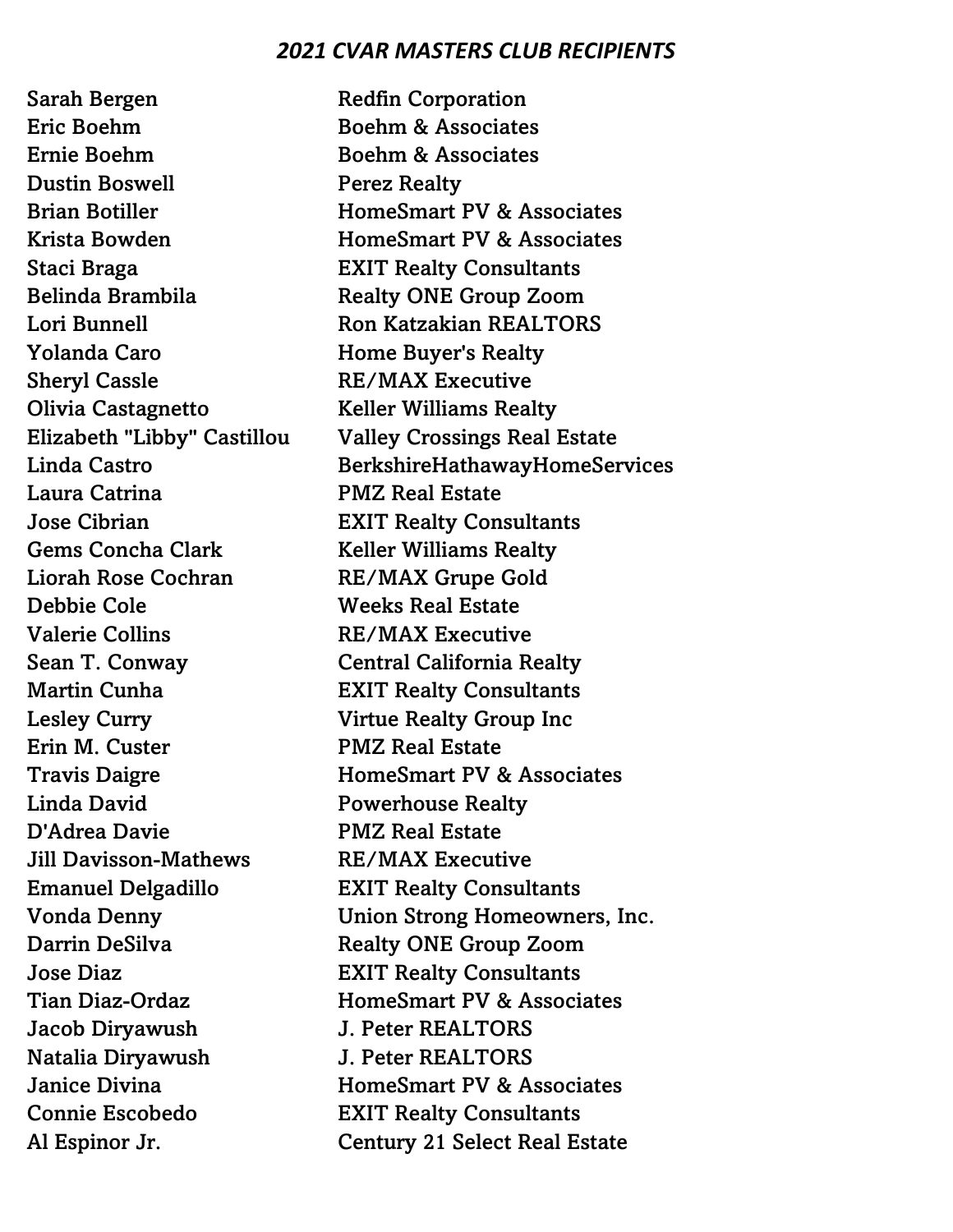***2021 CVAR MASTERS CLUB RECIPIENTS***

| | |
|---|---|
| Sarah Bergen | Redfin Corporation |
| Eric Boehm | Boehm & Associates |
| Ernie Boehm | Boehm & Associates |
| Dustin Boswell | Perez Realty |
| Brian Botiller | HomeSmart PV & Associates |
| Krista Bowden | HomeSmart PV & Associates |
| Staci Braga | EXIT Realty Consultants |
| Belinda Brambila | Realty ONE Group Zoom |
| Lori Bunnell | Ron Katzakian REALTORS |
| Yolanda Caro | Home Buyer's Realty |
| Sheryl Cassle | RE/MAX Executive |
| Olivia Castagnetto | Keller Williams Realty |
| Elizabeth "Libby" Castillou | Valley Crossings Real Estate |
| Linda Castro | BerkshireHathawayHomeServices |
| Laura Catrina | PMZ Real Estate |
| Jose Cibrian | EXIT Realty Consultants |
| Gems Concha Clark | Keller Williams Realty |
| Liorah Rose Cochran | RE/MAX Grupe Gold |
| Debbie Cole | Weeks Real Estate |
| Valerie Collins | RE/MAX Executive |
| Sean T. Conway | Central California Realty |
| Martin Cunha | EXIT Realty Consultants |
| Lesley Curry | Virtue Realty Group Inc |
| Erin M. Custer | PMZ Real Estate |
| Travis Daigre | HomeSmart PV & Associates |
| Linda David | Powerhouse Realty |
| D'Adrea Davie | PMZ Real Estate |
| Jill Davisson-Mathews | RE/MAX Executive |
| Emanuel Delgadillo | EXIT Realty Consultants |
| Vonda Denny | Union Strong Homeowners, Inc. |
| Darrin DeSilva | Realty ONE Group Zoom |
| Jose Diaz | EXIT Realty Consultants |
| Tian Diaz-Ordaz | HomeSmart PV & Associates |
| Jacob Diryawush | J. Peter REALTORS |
| Natalia Diryawush | J. Peter REALTORS |
| Janice Divina | HomeSmart PV & Associates |
| Connie Escobedo | EXIT Realty Consultants |
| Al Espinor Jr. | Century 21 Select Real Estate |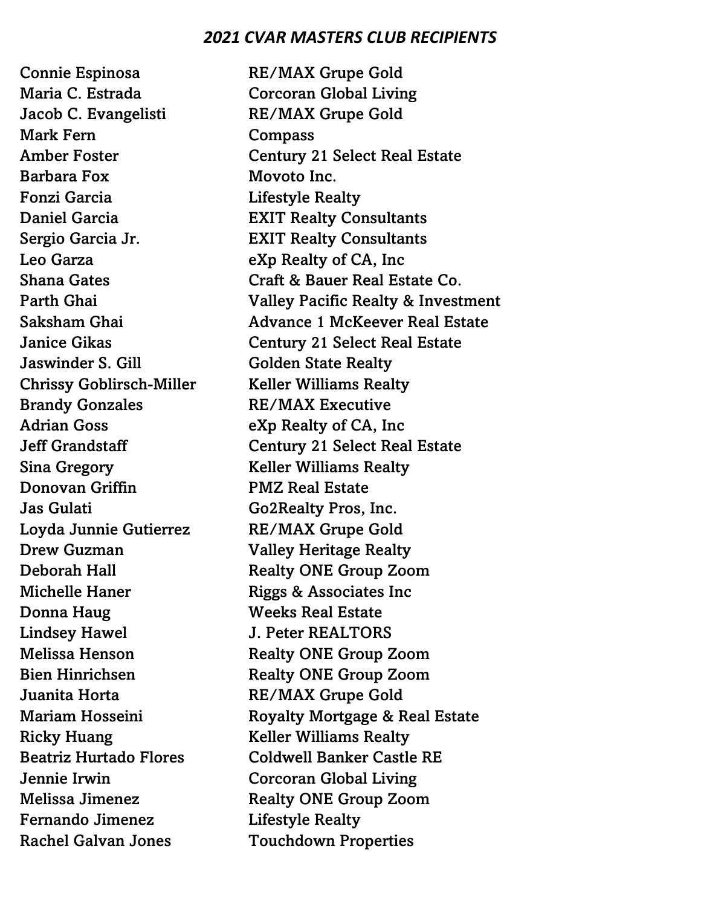### *2021 CVAR MASTERS CLUB RECIPIENTS*

| Name | Company |
|---|---|
| Connie Espinosa | RE/MAX Grupe Gold |
| Maria C. Estrada | Corcoran Global Living |
| Jacob C. Evangelisti | RE/MAX Grupe Gold |
| Mark Fern | Compass |
| Amber Foster | Century 21 Select Real Estate |
| Barbara Fox | Movoto Inc. |
| Fonzi Garcia | Lifestyle Realty |
| Daniel Garcia | EXIT Realty Consultants |
| Sergio Garcia Jr. | EXIT Realty Consultants |
| Leo Garza | eXp Realty of CA, Inc |
| Shana Gates | Craft & Bauer Real Estate Co. |
| Parth Ghai | Valley Pacific Realty & Investment |
| Saksham Ghai | Advance 1 McKeever Real Estate |
| Janice Gikas | Century 21 Select Real Estate |
| Jaswinder S. Gill | Golden State Realty |
| Chrissy Goblirsch-Miller | Keller Williams Realty |
| Brandy Gonzales | RE/MAX Executive |
| Adrian Goss | eXp Realty of CA, Inc |
| Jeff Grandstaff | Century 21 Select Real Estate |
| Sina Gregory | Keller Williams Realty |
| Donovan Griffin | PMZ Real Estate |
| Jas Gulati | Go2Realty Pros, Inc. |
| Loyda Junnie Gutierrez | RE/MAX Grupe Gold |
| Drew Guzman | Valley Heritage Realty |
| Deborah Hall | Realty ONE Group Zoom |
| Michelle Haner | Riggs & Associates Inc |
| Donna Haug | Weeks Real Estate |
| Lindsey Hawel | J. Peter REALTORS |
| Melissa Henson | Realty ONE Group Zoom |
| Bien Hinrichsen | Realty ONE Group Zoom |
| Juanita Horta | RE/MAX Grupe Gold |
| Mariam Hosseini | Royalty Mortgage & Real Estate |
| Ricky Huang | Keller Williams Realty |
| Beatriz Hurtado Flores | Coldwell Banker Castle RE |
| Jennie Irwin | Corcoran Global Living |
| Melissa Jimenez | Realty ONE Group Zoom |
| Fernando Jimenez | Lifestyle Realty |
| Rachel Galvan Jones | Touchdown Properties |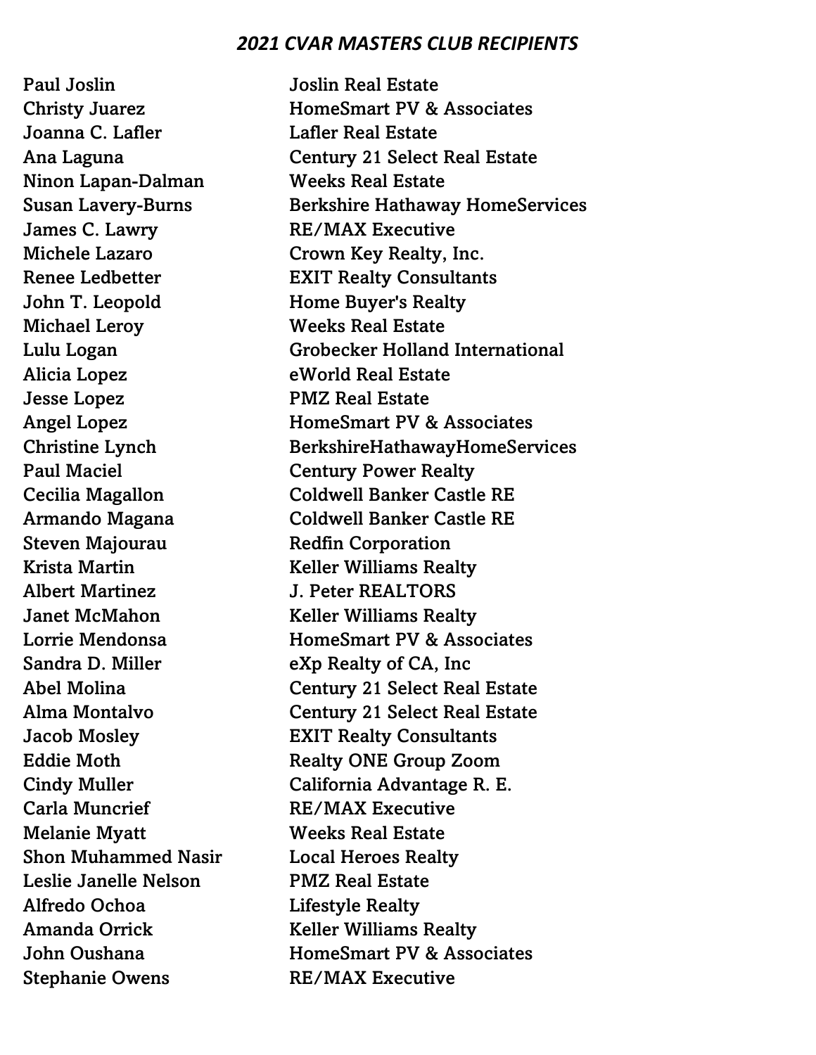### *2021 CVAR MASTERS CLUB RECIPIENTS*

| | |
|---|---|
| Paul Joslin | Joslin Real Estate |
| Christy Juarez | HomeSmart PV & Associates |
| Joanna C. Lafler | Lafler Real Estate |
| Ana Laguna | Century 21 Select Real Estate |
| Ninon Lapan-Dalman | Weeks Real Estate |
| Susan Lavery-Burns | Berkshire Hathaway HomeServices |
| James C. Lawry | RE/MAX Executive |
| Michele Lazaro | Crown Key Realty, Inc. |
| Renee Ledbetter | EXIT Realty Consultants |
| John T. Leopold | Home Buyer's Realty |
| Michael Leroy | Weeks Real Estate |
| Lulu Logan | Grobecker Holland International |
| Alicia Lopez | eWorld Real Estate |
| Jesse Lopez | PMZ Real Estate |
| Angel Lopez | HomeSmart PV & Associates |
| Christine Lynch | BerkshireHathawayHomeServices |
| Paul Maciel | Century Power Realty |
| Cecilia Magallon | Coldwell Banker Castle RE |
| Armando Magana | Coldwell Banker Castle RE |
| Steven Majourau | Redfin Corporation |
| Krista Martin | Keller Williams Realty |
| Albert Martinez | J. Peter REALTORS |
| Janet McMahon | Keller Williams Realty |
| Lorrie Mendonsa | HomeSmart PV & Associates |
| Sandra D. Miller | eXp Realty of CA, Inc |
| Abel Molina | Century 21 Select Real Estate |
| Alma Montalvo | Century 21 Select Real Estate |
| Jacob Mosley | EXIT Realty Consultants |
| Eddie Moth | Realty ONE Group Zoom |
| Cindy Muller | California Advantage R. E. |
| Carla Muncrief | RE/MAX Executive |
| Melanie Myatt | Weeks Real Estate |
| Shon Muhammed Nasir | Local Heroes Realty |
| Leslie Janelle Nelson | PMZ Real Estate |
| Alfredo Ochoa | Lifestyle Realty |
| Amanda Orrick | Keller Williams Realty |
| John Oushana | HomeSmart PV & Associates |
| Stephanie Owens | RE/MAX Executive |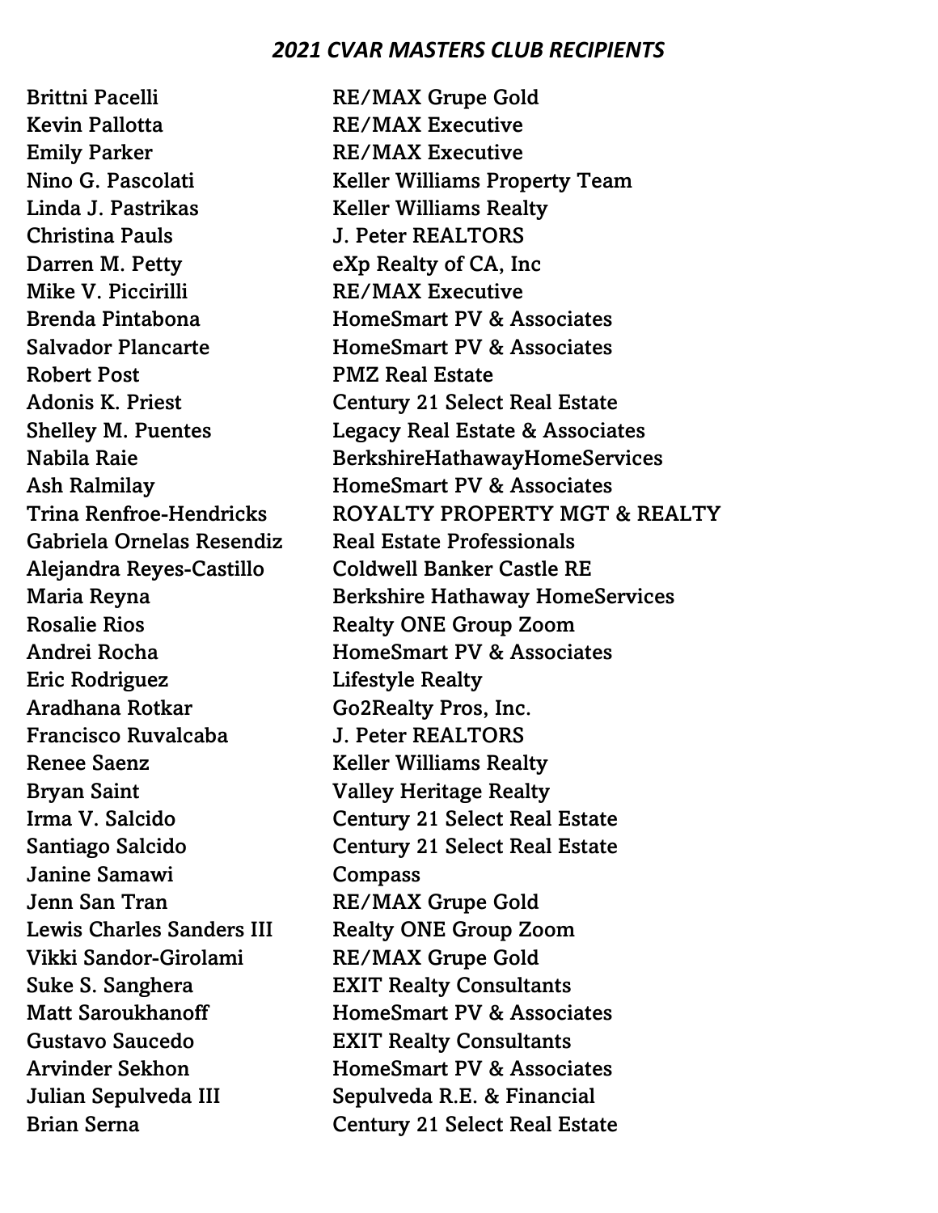***2021 CVAR MASTERS CLUB RECIPIENTS***

| | |
|---|---|
| Brittni Pacelli | RE/MAX Grupe Gold |
| Kevin Pallotta | RE/MAX Executive |
| Emily Parker | RE/MAX Executive |
| Nino G. Pascolati | Keller Williams Property Team |
| Linda J. Pastrikas | Keller Williams Realty |
| Christina Pauls | J. Peter REALTORS |
| Darren M. Petty | eXp Realty of CA, Inc |
| Mike V. Piccirilli | RE/MAX Executive |
| Brenda Pintabona | HomeSmart PV & Associates |
| Salvador Plancarte | HomeSmart PV & Associates |
| Robert Post | PMZ Real Estate |
| Adonis K. Priest | Century 21 Select Real Estate |
| Shelley M. Puentes | Legacy Real Estate & Associates |
| Nabila Raie | BerkshireHathawayHomeServices |
| Ash Ralmilay | HomeSmart PV & Associates |
| Trina Renfroe-Hendricks | ROYALTY PROPERTY MGT & REALTY |
| Gabriela Ornelas Resendiz | Real Estate Professionals |
| Alejandra Reyes-Castillo | Coldwell Banker Castle RE |
| Maria Reyna | Berkshire Hathaway HomeServices |
| Rosalie Rios | Realty ONE Group Zoom |
| Andrei Rocha | HomeSmart PV & Associates |
| Eric Rodriguez | Lifestyle Realty |
| Aradhana Rotkar | Go2Realty Pros, Inc. |
| Francisco Ruvalcaba | J. Peter REALTORS |
| Renee Saenz | Keller Williams Realty |
| Bryan Saint | Valley Heritage Realty |
| Irma V. Salcido | Century 21 Select Real Estate |
| Santiago Salcido | Century 21 Select Real Estate |
| Janine Samawi | Compass |
| Jenn San Tran | RE/MAX Grupe Gold |
| Lewis Charles Sanders III | Realty ONE Group Zoom |
| Vikki Sandor-Girolami | RE/MAX Grupe Gold |
| Suke S. Sanghera | EXIT Realty Consultants |
| Matt Saroukhanoff | HomeSmart PV & Associates |
| Gustavo Saucedo | EXIT Realty Consultants |
| Arvinder Sekhon | HomeSmart PV & Associates |
| Julian Sepulveda III | Sepulveda R.E. & Financial |
| Brian Serna | Century 21 Select Real Estate |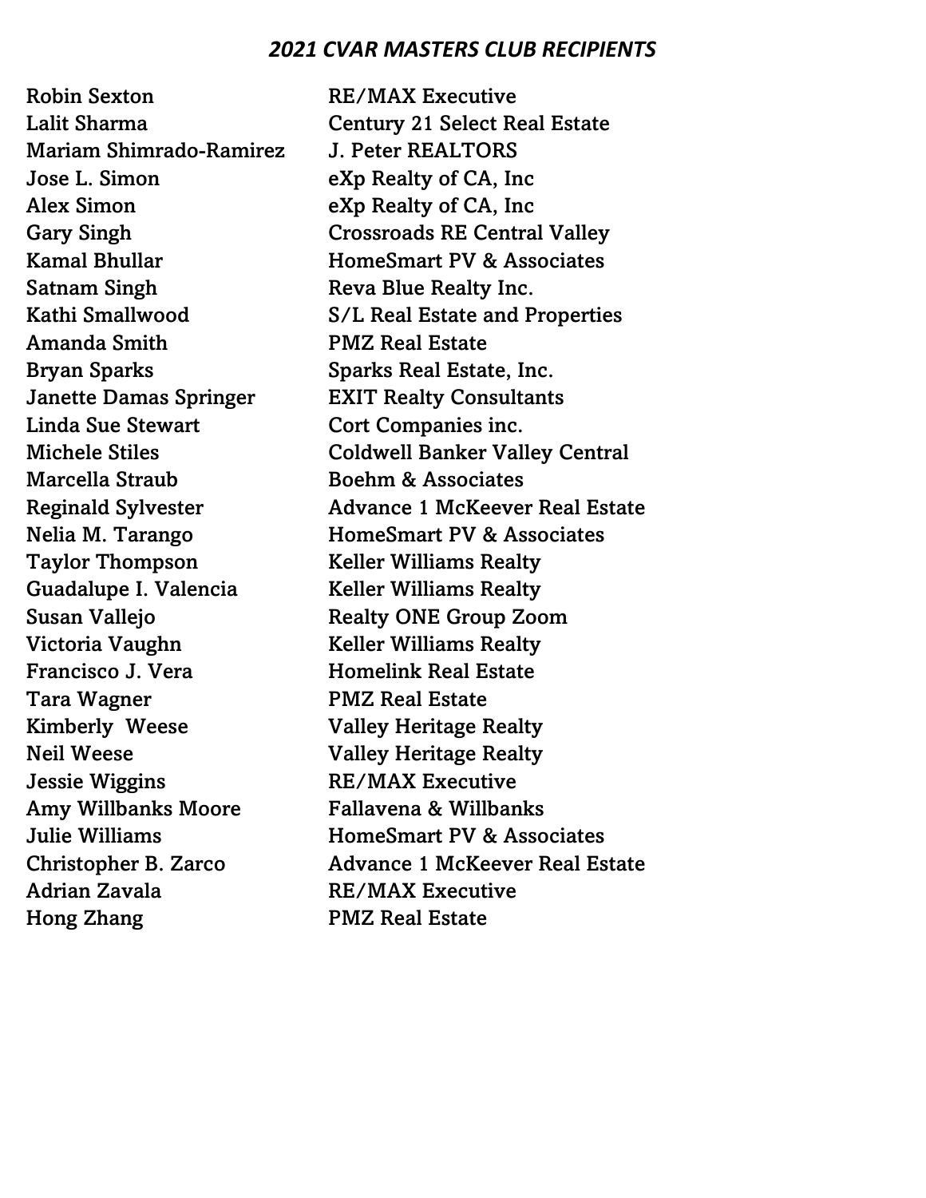## *2021 CVAR MASTERS CLUB RECIPIENTS*

| | |
|---|---|
| Robin Sexton | RE/MAX Executive |
| Lalit Sharma | Century 21 Select Real Estate |
| Mariam Shimrado-Ramirez | J. Peter REALTORS |
| Jose L. Simon | eXp Realty of CA, Inc |
| Alex Simon | eXp Realty of CA, Inc |
| Gary Singh | Crossroads RE Central Valley |
| Kamal Bhullar | HomeSmart PV & Associates |
| Satnam Singh | Reva Blue Realty Inc. |
| Kathi Smallwood | S/L Real Estate and Properties |
| Amanda Smith | PMZ Real Estate |
| Bryan Sparks | Sparks Real Estate, Inc. |
| Janette Damas Springer | EXIT Realty Consultants |
| Linda Sue Stewart | Cort Companies inc. |
| Michele Stiles | Coldwell Banker Valley Central |
| Marcella Straub | Boehm & Associates |
| Reginald Sylvester | Advance 1 McKeever Real Estate |
| Nelia M. Tarango | HomeSmart PV & Associates |
| Taylor Thompson | Keller Williams Realty |
| Guadalupe I. Valencia | Keller Williams Realty |
| Susan Vallejo | Realty ONE Group Zoom |
| Victoria Vaughn | Keller Williams Realty |
| Francisco J. Vera | Homelink Real Estate |
| Tara Wagner | PMZ Real Estate |
| Kimberly Weese | Valley Heritage Realty |
| Neil Weese | Valley Heritage Realty |
| Jessie Wiggins | RE/MAX Executive |
| Amy Willbanks Moore | Fallavena & Willbanks |
| Julie Williams | HomeSmart PV & Associates |
| Christopher B. Zarco | Advance 1 McKeever Real Estate |
| Adrian Zavala | RE/MAX Executive |
| Hong Zhang | PMZ Real Estate |